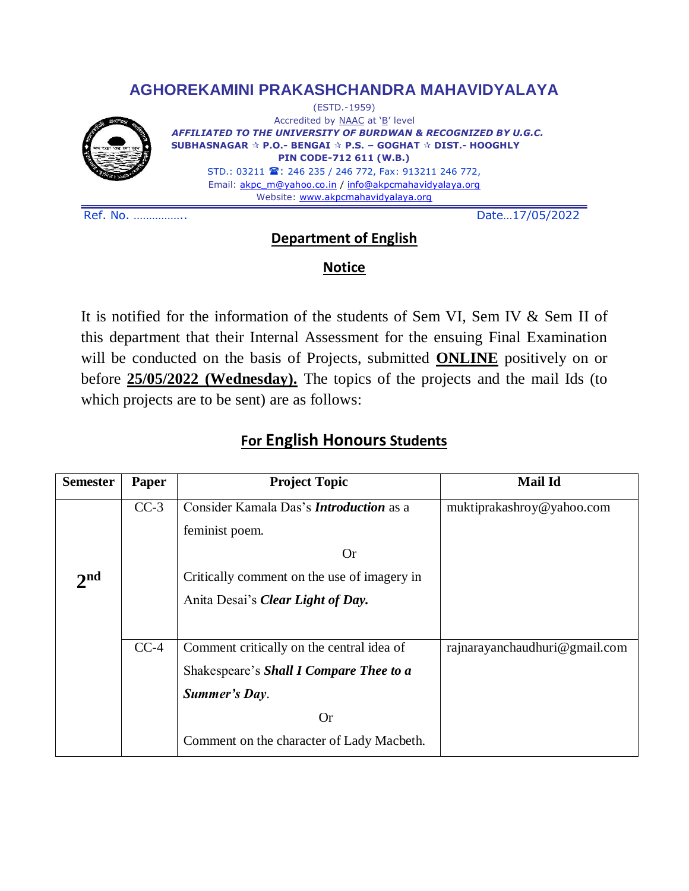# AGHOREKAMINI PRAKASHCHANDRA MAHAVIDYALAYA

(ESTD.-1959)

Accredited by NAAC at 'B' level

***AFFILIATED TO THE UNIVERSITY OF BURDWAN & RECOGNIZED BY U.G.C.***

**SUBHASNAGAR ☆ P.O.- BENGAI ☆ P.S. – GOGHAT ☆ DIST.- HOOGHLY**

**PIN CODE-712 611 (W.B.)**

STD.: 03211 ☎: 246 235 / 246 772, Fax: 913211 246 772,

Email: akpc_m@yahoo.co.in / info@akpcmahavidyalaya.org

Website: www.akpcmahavidyalaya.org

Ref. No. ……………..                                                                 Date…17/05/2022

## Department of English

### Notice

It is notified for the information of the students of Sem VI, Sem IV & Sem II of this department that their Internal Assessment for the ensuing Final Examination will be conducted on the basis of Projects, submitted **ONLINE** positively on or before **25/05/2022 (Wednesday).** The topics of the projects and the mail Ids (to which projects are to be sent) are as follows:

### For English Honours Students

| Semester | Paper | Project Topic | Mail Id |
|---|---|---|---|
| 2nd | CC-3 | Consider Kamala Das's ***Introduction*** as a feminist poem.<br>Or<br>Critically comment on the use of imagery in Anita Desai's ***Clear Light of Day.*** | muktiprakashroy@yahoo.com |
| | CC-4 | Comment critically on the central idea of Shakespeare's ***Shall I Compare Thee to a Summer's Day***.<br>Or<br>Comment on the character of Lady Macbeth. | rajnarayanchaudhuri@gmail.com |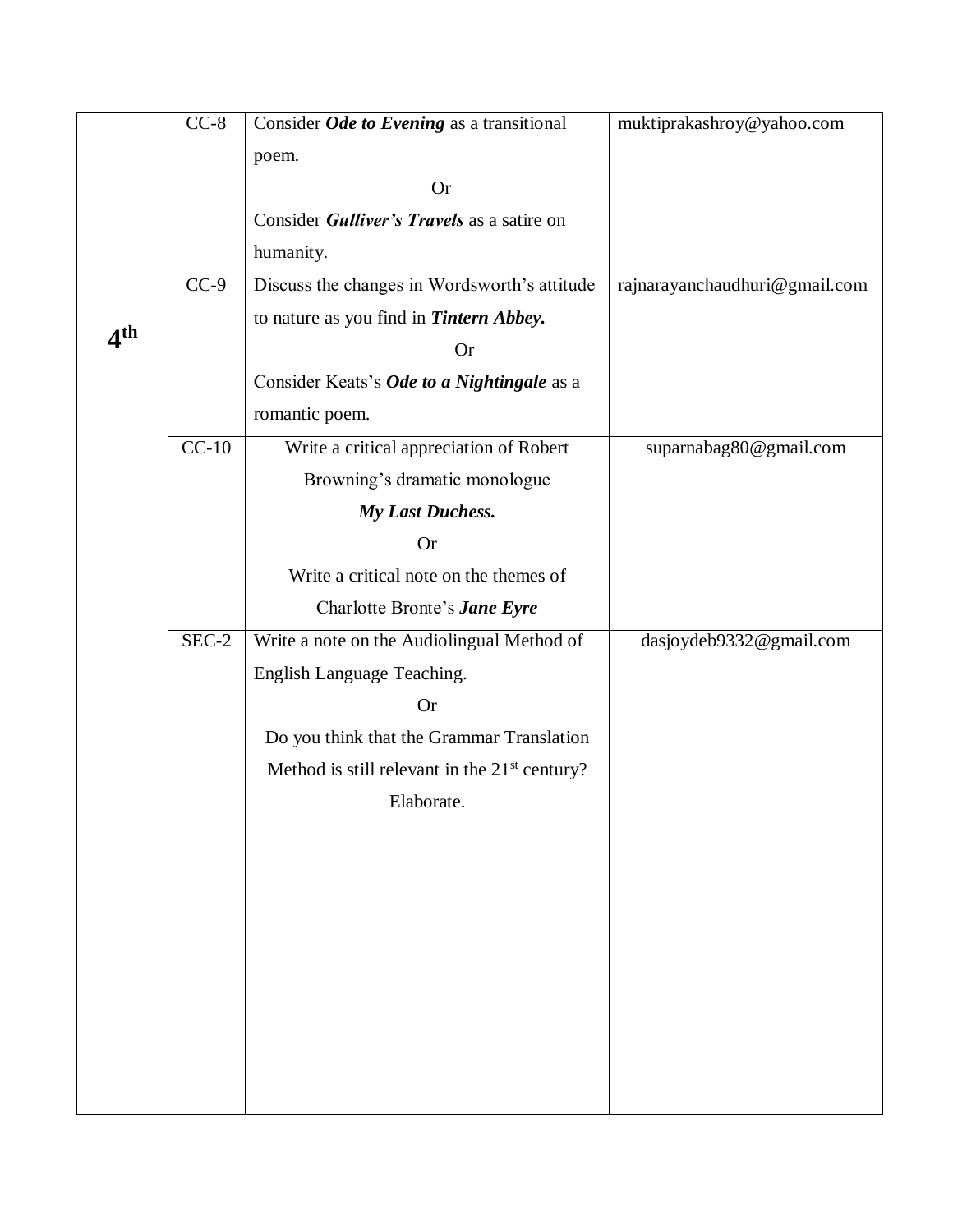| | | | |
|---|---|---|---|
| 4th | CC-8 | Consider ***Ode to Evening*** as a transitional poem.<br>Or<br>Consider ***Gulliver's Travels*** as a satire on humanity. | muktiprakashroy@yahoo.com |
| | CC-9 | Discuss the changes in Wordsworth's attitude to nature as you find in ***Tintern Abbey.***<br>Or<br>Consider Keats's ***Ode to a Nightingale*** as a romantic poem. | rajnarayanchaudhuri@gmail.com |
| | CC-10 | Write a critical appreciation of Robert Browning's dramatic monologue ***My Last Duchess.***<br>Or<br>Write a critical note on the themes of Charlotte Bronte's ***Jane Eyre*** | suparnabag80@gmail.com |
| | SEC-2 | Write a note on the Audiolingual Method of English Language Teaching.<br>Or<br>Do you think that the Grammar Translation Method is still relevant in the 21st century? Elaborate. | dasjoydeb9332@gmail.com |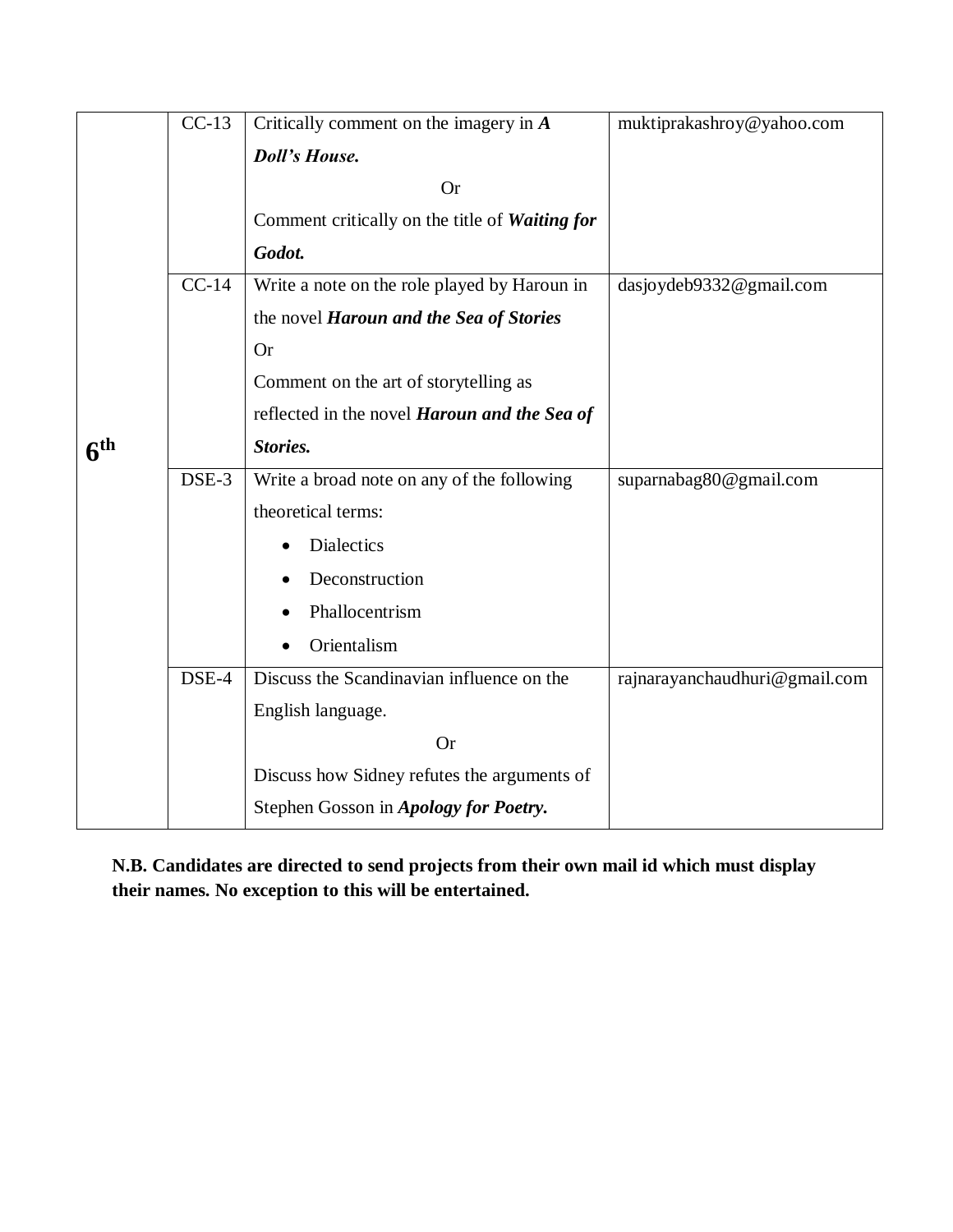| | | | |
|---|---|---|---|
| 6th | CC-13 | Critically comment on the imagery in ***A Doll's House.***<br>Or<br>Comment critically on the title of ***Waiting for Godot.*** | muktiprakashroy@yahoo.com |
| | CC-14 | Write a note on the role played by Haroun in the novel ***Haroun and the Sea of Stories***<br>Or<br>Comment on the art of storytelling as reflected in the novel ***Haroun and the Sea of Stories.*** | dasjoydeb9332@gmail.com |
| | DSE-3 | Write a broad note on any of the following theoretical terms:<br>• Dialectics<br>• Deconstruction<br>• Phallocentrism<br>• Orientalism | suparnabag80@gmail.com |
| | DSE-4 | Discuss the Scandinavian influence on the English language.<br>Or<br>Discuss how Sidney refutes the arguments of Stephen Gosson in ***Apology for Poetry.*** | rajnarayanchaudhuri@gmail.com |

**N.B. Candidates are directed to send projects from their own mail id which must display their names. No exception to this will be entertained.**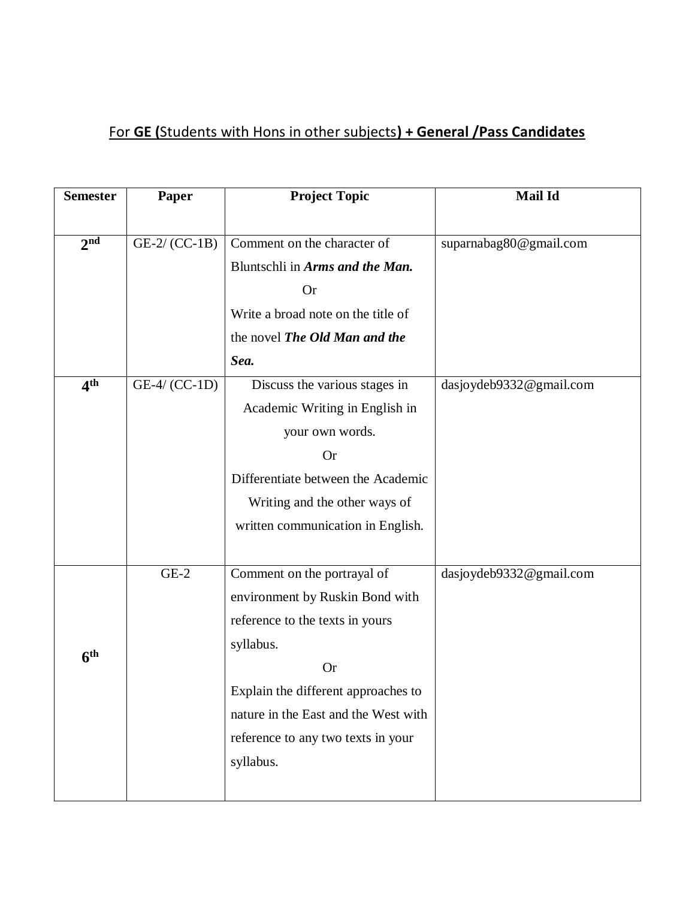For **GE (**Students with Hons in other subjects**) + General /Pass Candidates**

| Semester | Paper | Project Topic | Mail Id |
|---|---|---|---|
| **2nd** | GE-2/ (CC-1B) | Comment on the character of Bluntschli in ***Arms and the Man.*** Or Write a broad note on the title of the novel ***The Old Man and the Sea.*** | suparnabag80@gmail.com |
| **4th** | GE-4/ (CC-1D) | Discuss the various stages in Academic Writing in English in your own words. Or Differentiate between the Academic Writing and the other ways of written communication in English. | dasjoydeb9332@gmail.com |
| **6th** | GE-2 | Comment on the portrayal of environment by Ruskin Bond with reference to the texts in yours syllabus. Or Explain the different approaches to nature in the East and the West with reference to any two texts in your syllabus. | dasjoydeb9332@gmail.com |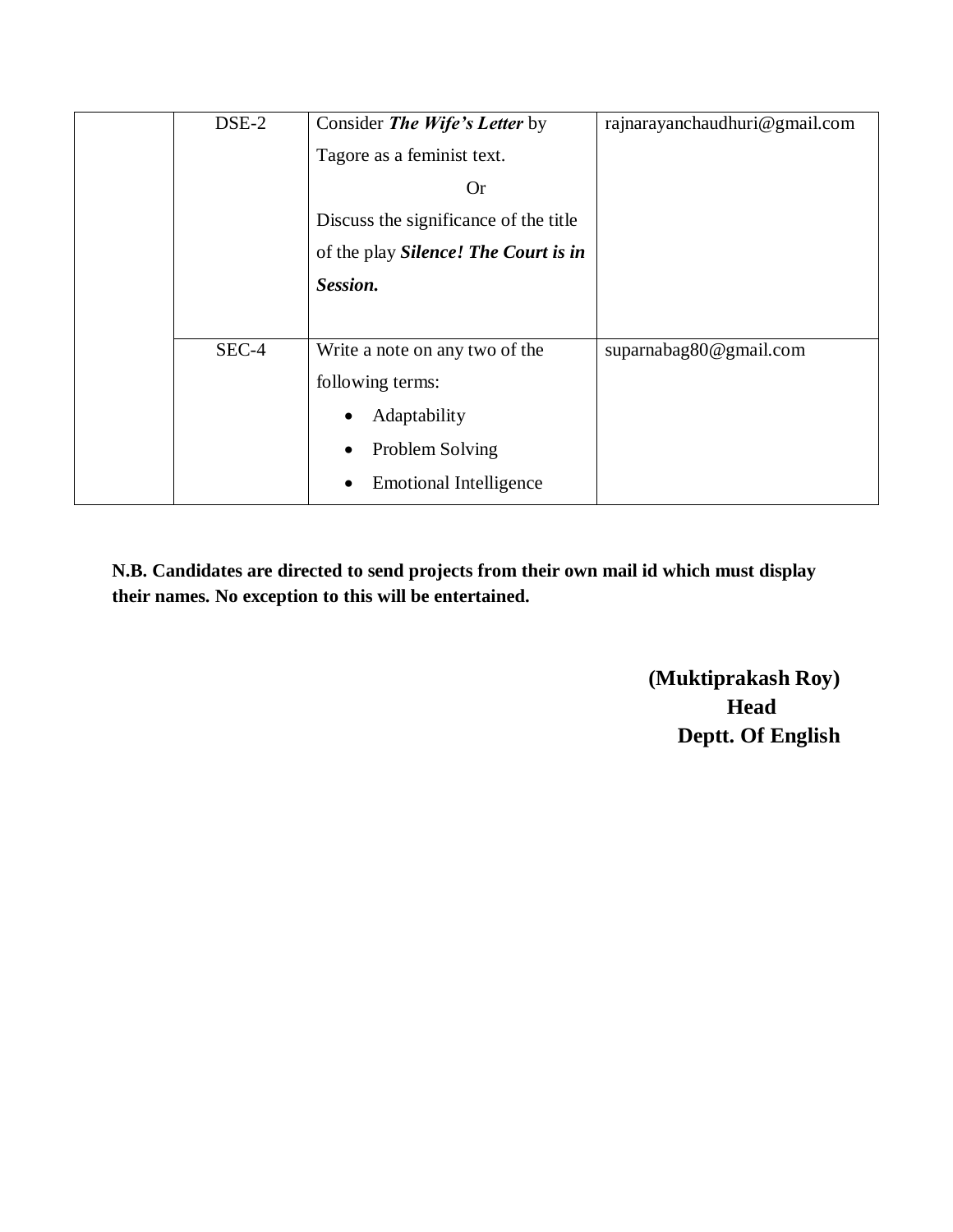| | | | |
|---|---|---|---|
| | DSE-2 | Consider ***The Wife's Letter*** by Tagore as a feminist text.<br>Or<br>Discuss the significance of the title of the play ***Silence! The Court is in Session.*** | rajnarayanchaudhuri@gmail.com |
| | SEC-4 | Write a note on any two of the following terms:<br>• Adaptability<br>• Problem Solving<br>• Emotional Intelligence | suparnabag80@gmail.com |

**N.B. Candidates are directed to send projects from their own mail id which must display their names. No exception to this will be entertained.**

**(Muktiprakash Roy)**
**Head**
**Deptt. Of English**